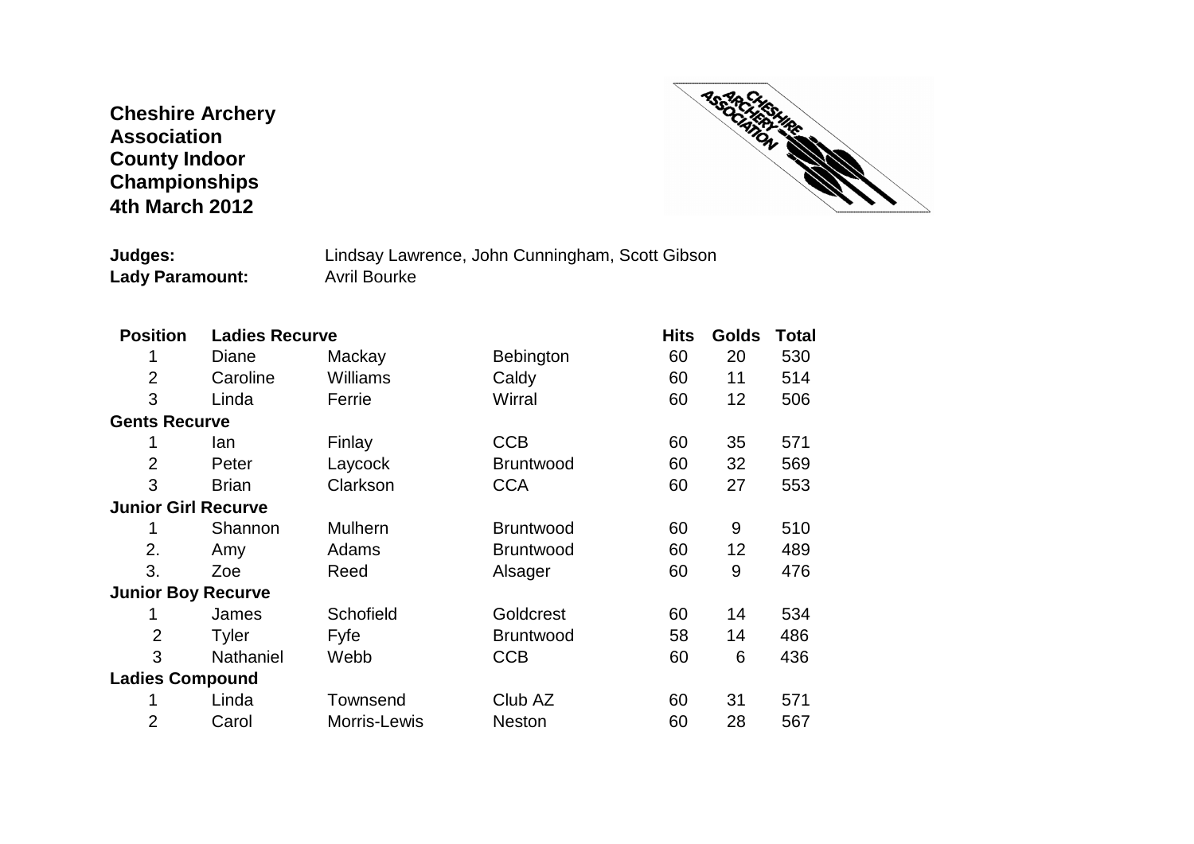**Cheshire Archery Association County Indoor Championships 4th March 2012**

**Judges:** Lindsay Lawrence, John Cunningham, Scott Gibson
**Lady Paramount:** Avril Bourke

| Position | Ladies Recurve | | | Hits | Golds | Total |
|---|---|---|---|---|---|---|
| 1 | Diane | Mackay | Bebington | 60 | 20 | 530 |
| 2 | Caroline | Williams | Caldy | 60 | 11 | 514 |
| 3 | Linda | Ferrie | Wirral | 60 | 12 | 506 |
| **Gents Recurve** | | | | | | |
| 1 | Ian | Finlay | CCB | 60 | 35 | 571 |
| 2 | Peter | Laycock | Bruntwood | 60 | 32 | 569 |
| 3 | Brian | Clarkson | CCA | 60 | 27 | 553 |
| **Junior Girl Recurve** | | | | | | |
| 1 | Shannon | Mulhern | Bruntwood | 60 | 9 | 510 |
| 2. | Amy | Adams | Bruntwood | 60 | 12 | 489 |
| 3. | Zoe | Reed | Alsager | 60 | 9 | 476 |
| **Junior Boy Recurve** | | | | | | |
| 1 | James | Schofield | Goldcrest | 60 | 14 | 534 |
| 2 | Tyler | Fyfe | Bruntwood | 58 | 14 | 486 |
| 3 | Nathaniel | Webb | CCB | 60 | 6 | 436 |
| **Ladies Compound** | | | | | | |
| 1 | Linda | Townsend | Club AZ | 60 | 31 | 571 |
| 2 | Carol | Morris-Lewis | Neston | 60 | 28 | 567 |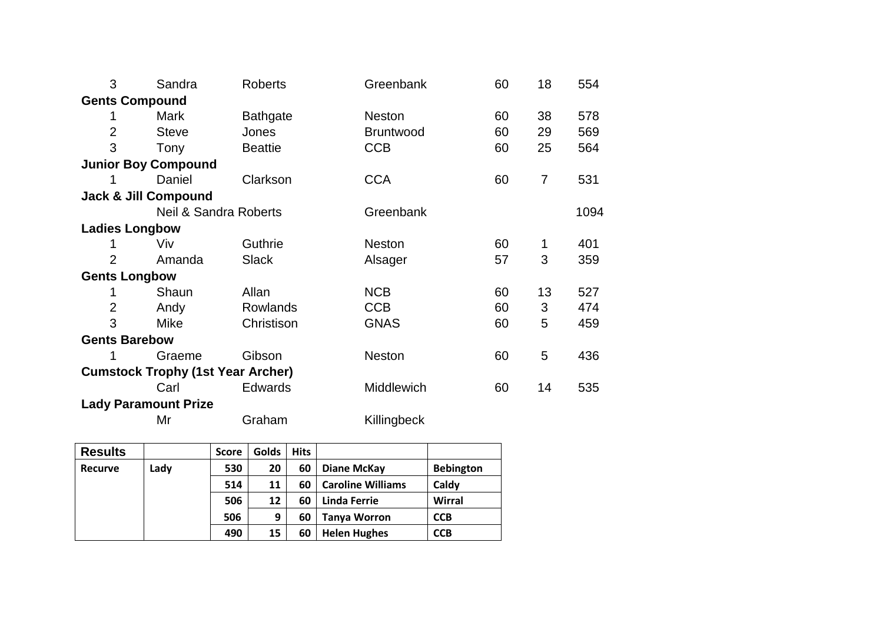| | | | | | | |
|---|---|---|---|---|---|---|
| 3 | Sandra | Roberts | Greenbank | 60 | 18 | 554 |
| **Gents Compound** | | | | | | |
| 1 | Mark | Bathgate | Neston | 60 | 38 | 578 |
| 2 | Steve | Jones | Bruntwood | 60 | 29 | 569 |
| 3 | Tony | Beattie | CCB | 60 | 25 | 564 |
| **Junior Boy Compound** | | | | | | |
| 1 | Daniel | Clarkson | CCA | 60 | 7 | 531 |
| **Jack & Jill Compound** | | | | | | |
| | Neil & Sandra Roberts | | Greenbank | | | 1094 |
| **Ladies Longbow** | | | | | | |
| 1 | Viv | Guthrie | Neston | 60 | 1 | 401 |
| 2 | Amanda | Slack | Alsager | 57 | 3 | 359 |
| **Gents Longbow** | | | | | | |
| 1 | Shaun | Allan | NCB | 60 | 13 | 527 |
| 2 | Andy | Rowlands | CCB | 60 | 3 | 474 |
| 3 | Mike | Christison | GNAS | 60 | 5 | 459 |
| **Gents Barebow** | | | | | | |
| 1 | Graeme | Gibson | Neston | 60 | 5 | 436 |
| **Cumstock Trophy (1st Year Archer)** | | | | | | |
| | Carl | Edwards | Middlewich | 60 | 14 | 535 |
| **Lady Paramount Prize** | | | | | | |
| | Mr | Graham | Killingbeck | | | |

| **Results** | | **Score** | **Golds** | **Hits** | | |
|---|---|---|---|---|---|---|
| **Recurve** | **Lady** | **530** | **20** | **60** | **Diane McKay** | **Bebington** |
| | | **514** | **11** | **60** | **Caroline Williams** | **Caldy** |
| | | **506** | **12** | **60** | **Linda Ferrie** | **Wirral** |
| | | **506** | **9** | **60** | **Tanya Worron** | **CCB** |
| | | **490** | **15** | **60** | **Helen Hughes** | **CCB** |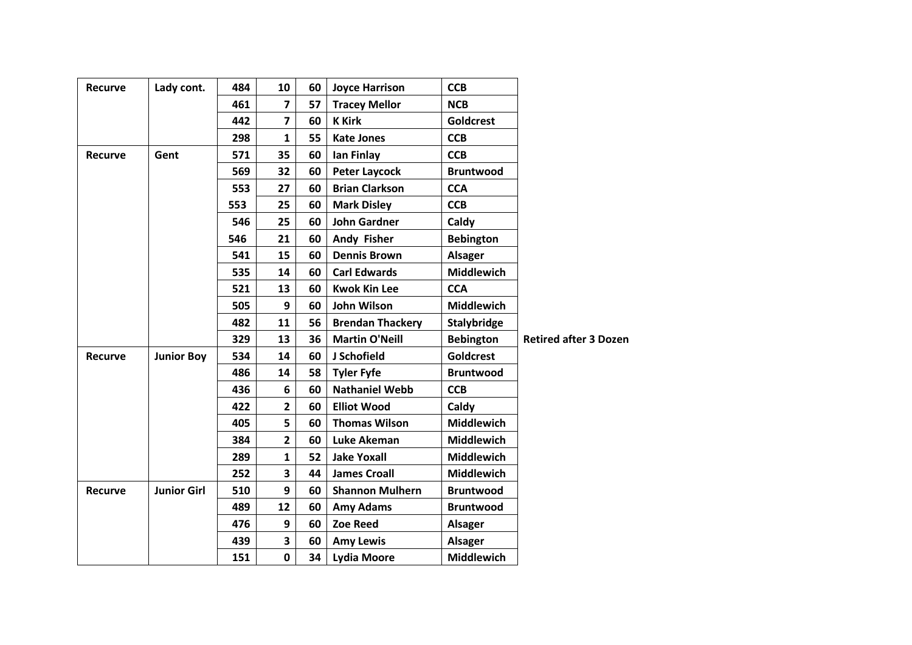| Recurve | Lady cont. | 484 | 10 | 60 | Joyce Harrison | CCB | |
|---|---|---|---|---|---|---|---|
| | | 461 | 7 | 57 | Tracey Mellor | NCB | |
| | | 442 | 7 | 60 | K Kirk | Goldcrest | |
| | | 298 | 1 | 55 | Kate Jones | CCB | |
| Recurve | Gent | 571 | 35 | 60 | Ian Finlay | CCB | |
| | | 569 | 32 | 60 | Peter Laycock | Bruntwood | |
| | | 553 | 27 | 60 | Brian Clarkson | CCA | |
| | | 553 | 25 | 60 | Mark Disley | CCB | |
| | | 546 | 25 | 60 | John Gardner | Caldy | |
| | | 546 | 21 | 60 | Andy Fisher | Bebington | |
| | | 541 | 15 | 60 | Dennis Brown | Alsager | |
| | | 535 | 14 | 60 | Carl Edwards | Middlewich | |
| | | 521 | 13 | 60 | Kwok Kin Lee | CCA | |
| | | 505 | 9 | 60 | John Wilson | Middlewich | |
| | | 482 | 11 | 56 | Brendan Thackery | Stalybridge | |
| | | 329 | 13 | 36 | Martin O'Neill | Bebington | Retired after 3 Dozen |
| Recurve | Junior Boy | 534 | 14 | 60 | J Schofield | Goldcrest | |
| | | 486 | 14 | 58 | Tyler Fyfe | Bruntwood | |
| | | 436 | 6 | 60 | Nathaniel Webb | CCB | |
| | | 422 | 2 | 60 | Elliot Wood | Caldy | |
| | | 405 | 5 | 60 | Thomas Wilson | Middlewich | |
| | | 384 | 2 | 60 | Luke Akeman | Middlewich | |
| | | 289 | 1 | 52 | Jake Yoxall | Middlewich | |
| | | 252 | 3 | 44 | James Croall | Middlewich | |
| Recurve | Junior Girl | 510 | 9 | 60 | Shannon Mulhern | Bruntwood | |
| | | 489 | 12 | 60 | Amy Adams | Bruntwood | |
| | | 476 | 9 | 60 | Zoe Reed | Alsager | |
| | | 439 | 3 | 60 | Amy Lewis | Alsager | |
| | | 151 | 0 | 34 | Lydia Moore | Middlewich | |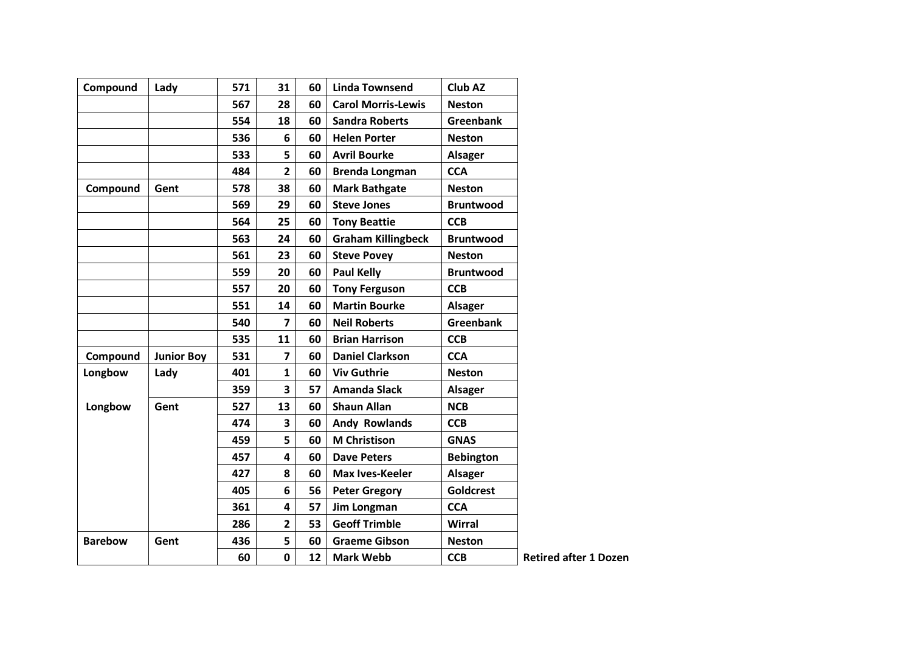| | | | | | | | |
|---|---|---|---|---|---|---|---|
| **Compound** | **Lady** | **571** | **31** | **60** | **Linda Townsend** | **Club AZ** | |
| | | **567** | **28** | **60** | **Carol Morris-Lewis** | **Neston** | |
| | | **554** | **18** | **60** | **Sandra Roberts** | **Greenbank** | |
| | | **536** | **6** | **60** | **Helen Porter** | **Neston** | |
| | | **533** | **5** | **60** | **Avril Bourke** | **Alsager** | |
| | | **484** | **2** | **60** | **Brenda Longman** | **CCA** | |
| **Compound** | **Gent** | **578** | **38** | **60** | **Mark Bathgate** | **Neston** | |
| | | **569** | **29** | **60** | **Steve Jones** | **Bruntwood** | |
| | | **564** | **25** | **60** | **Tony Beattie** | **CCB** | |
| | | **563** | **24** | **60** | **Graham Killingbeck** | **Bruntwood** | |
| | | **561** | **23** | **60** | **Steve Povey** | **Neston** | |
| | | **559** | **20** | **60** | **Paul Kelly** | **Bruntwood** | |
| | | **557** | **20** | **60** | **Tony Ferguson** | **CCB** | |
| | | **551** | **14** | **60** | **Martin Bourke** | **Alsager** | |
| | | **540** | **7** | **60** | **Neil Roberts** | **Greenbank** | |
| | | **535** | **11** | **60** | **Brian Harrison** | **CCB** | |
| **Compound** | **Junior Boy** | **531** | **7** | **60** | **Daniel Clarkson** | **CCA** | |
| **Longbow** | **Lady** | **401** | **1** | **60** | **Viv Guthrie** | **Neston** | |
| | | **359** | **3** | **57** | **Amanda Slack** | **Alsager** | |
| **Longbow** | **Gent** | **527** | **13** | **60** | **Shaun Allan** | **NCB** | |
| | | **474** | **3** | **60** | **Andy Rowlands** | **CCB** | |
| | | **459** | **5** | **60** | **M Christison** | **GNAS** | |
| | | **457** | **4** | **60** | **Dave Peters** | **Bebington** | |
| | | **427** | **8** | **60** | **Max Ives-Keeler** | **Alsager** | |
| | | **405** | **6** | **56** | **Peter Gregory** | **Goldcrest** | |
| | | **361** | **4** | **57** | **Jim Longman** | **CCA** | |
| | | **286** | **2** | **53** | **Geoff Trimble** | **Wirral** | |
| **Barebow** | **Gent** | **436** | **5** | **60** | **Graeme Gibson** | **Neston** | |
| | | **60** | **0** | **12** | **Mark Webb** | **CCB** | **Retired after 1 Dozen** |